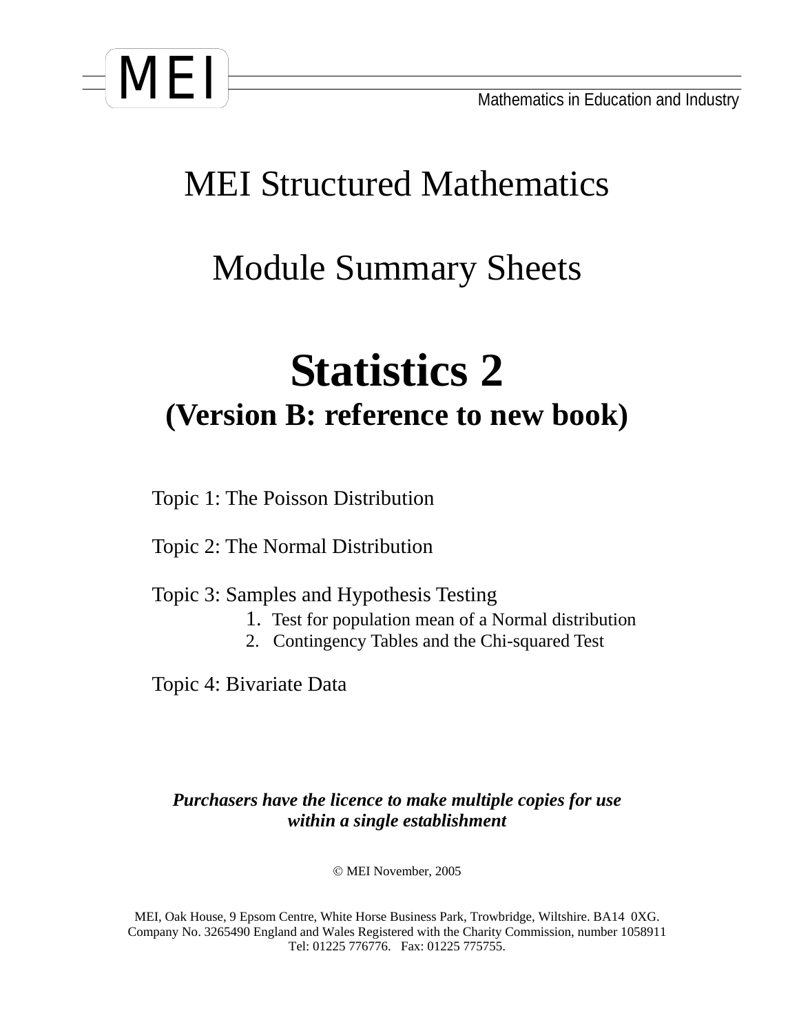MEI

Mathematics in Education and Industry

# MEI Structured Mathematics

# Module Summary Sheets

# Statistics 2

## (Version B: reference to new book)

Topic 1: The Poisson Distribution

Topic 2: The Normal Distribution

Topic 3: Samples and Hypothesis Testing

1. Test for population mean of a Normal distribution
2. Contingency Tables and the Chi-squared Test

Topic 4: Bivariate Data

***Purchasers have the licence to make multiple copies for use within a single establishment***

© MEI November, 2005

MEI, Oak House, 9 Epsom Centre, White Horse Business Park, Trowbridge, Wiltshire. BA14 0XG.
Company No. 3265490 England and Wales Registered with the Charity Commission, number 1058911
Tel: 01225 776776. Fax: 01225 775755.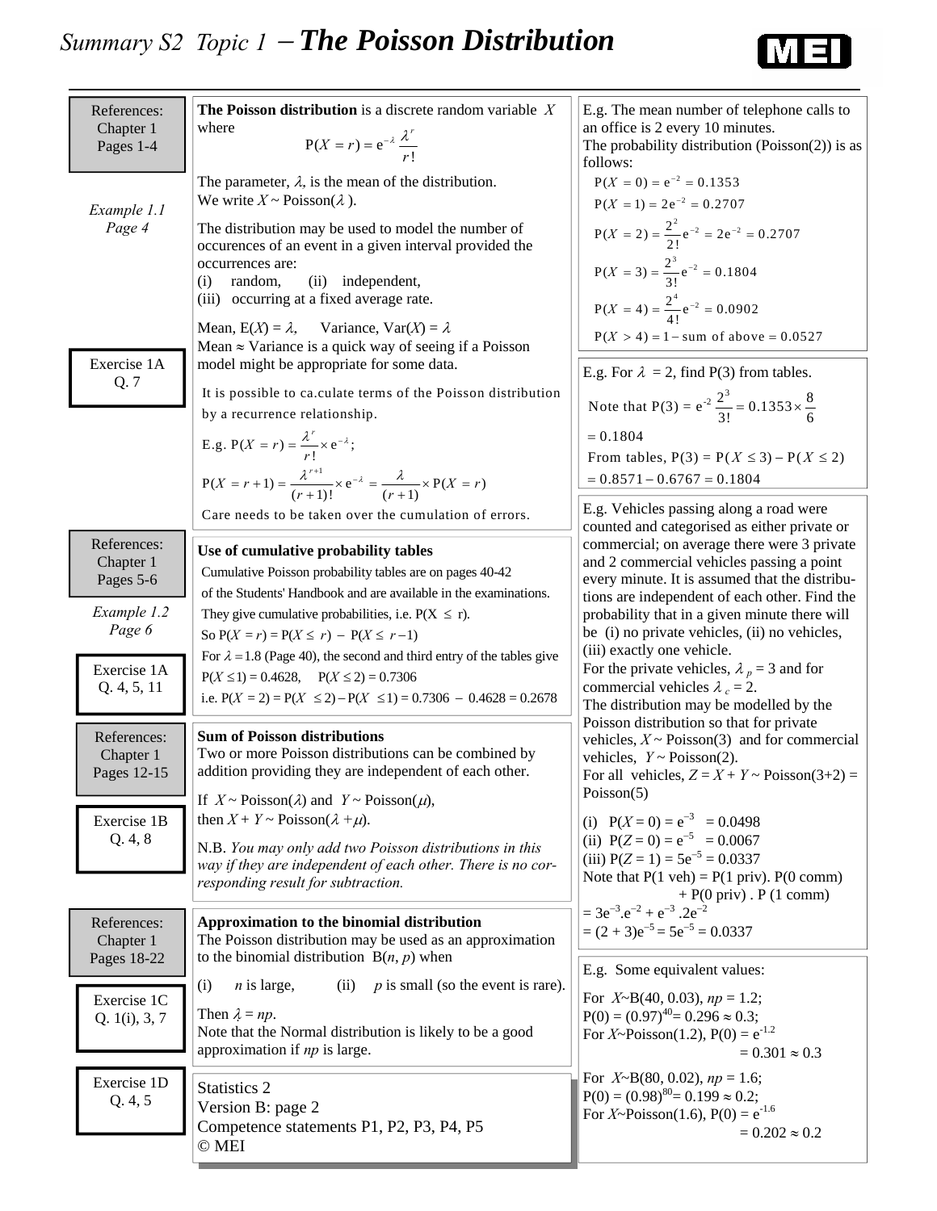# Summary S2 Topic 1 – The Poisson Distribution

References: Chapter 1 Pages 1-4

*Example 1.1 Page 4*

**The Poisson distribution** is a discrete random variable $X$ where

$$P(X = r) = e^{-\lambda}\frac{\lambda^r}{r!}$$

The parameter, $\lambda$, is the mean of the distribution. We write $X \sim \text{Poisson}(\lambda)$.

The distribution may be used to model the number of occurences of an event in a given interval provided the occurrences are:
(i) random, (ii) independent,
(iii) occurring at a fixed average rate.

Mean, $E(X) = \lambda$, Variance, $\text{Var}(X) = \lambda$
Mean $\approx$ Variance is a quick way of seeing if a Poisson model might be appropriate for some data.

Exercise 1A Q. 7

It is possible to ca.culate terms of the Poisson distribution by a recurrence relationship.

E.g. $P(X = r) = \frac{\lambda^r}{r!} \times e^{-\lambda}$;

$P(X = r+1) = \frac{\lambda^{r+1}}{(r+1)!} \times e^{-\lambda} = \frac{\lambda}{(r+1)} \times P(X = r)$

Care needs to be taken over the cumulation of errors.

E.g. The mean number of telephone calls to an office is 2 every 10 minutes.
The probability distribution (Poisson(2)) is as follows:

$P(X = 0) = e^{-2} = 0.1353$
$P(X = 1) = 2e^{-2} = 0.2707$
$P(X = 2) = \frac{2^2}{2!}e^{-2} = 2e^{-2} = 0.2707$
$P(X = 3) = \frac{2^3}{3!}e^{-2} = 0.1804$
$P(X = 4) = \frac{2^4}{4!}e^{-2} = 0.0902$
$P(X > 4) = 1 - \text{sum of above} = 0.0527$

E.g. For $\lambda = 2$, find P(3) from tables.

Note that $P(3) = e^{-2}\frac{2^3}{3!} = 0.1353 \times \frac{8}{6}$
$= 0.1804$
From tables, $P(3) = P(X \le 3) - P(X \le 2)$
$= 0.8571 - 0.6767 = 0.1804$

References: Chapter 1 Pages 5-6

*Example 1.2 Page 6*

Exercise 1A Q. 4, 5, 11

**Use of cumulative probability tables**

Cumulative Poisson probability tables are on pages 40-42 of the Students' Handbook and are available in the examinations. They give cumulative probabilities, i.e. $P(X \le r)$.
So $P(X = r) = P(X \le r) - P(X \le r-1)$
For $\lambda = 1.8$ (Page 40), the second and third entry of the tables give
$P(X \le 1) = 0.4628$, $P(X \le 2) = 0.7306$
i.e. $P(X = 2) = P(X \le 2) - P(X \le 1) = 0.7306 - 0.4628 = 0.2678$

E.g. Vehicles passing along a road were counted and categorised as either private or commercial; on average there were 3 private and 2 commercial vehicles passing a point every minute. It is assumed that the distributions are independent of each other. Find the probability that in a given minute there will be (i) no private vehicles, (ii) no vehicles, (iii) exactly one vehicle.
For the private vehicles, $\lambda_p = 3$ and for commercial vehicles $\lambda_c = 2$.
The distribution may be modelled by the Poisson distribution so that for private vehicles, $X \sim \text{Poisson}(3)$ and for commercial vehicles, $Y \sim \text{Poisson}(2)$.
For all vehicles, $Z = X + Y \sim \text{Poisson}(3+2) = \text{Poisson}(5)$

(i) $P(X = 0) = e^{-3} = 0.0498$
(ii) $P(Z = 0) = e^{-5} = 0.0067$
(iii) $P(Z = 1) = 5e^{-5} = 0.0337$
Note that P(1 veh) = P(1 priv). P(0 comm) + P(0 priv) . P (1 comm)
$= 3e^{-3}.e^{-2} + e^{-3}.2e^{-2}$
$= (2 + 3)e^{-5} = 5e^{-5} = 0.0337$

References: Chapter 1 Pages 12-15

Exercise 1B Q. 4, 8

**Sum of Poisson distributions**

Two or more Poisson distributions can be combined by addition providing they are independent of each other.

If $X \sim \text{Poisson}(\lambda)$ and $Y \sim \text{Poisson}(\mu)$, then $X + Y \sim \text{Poisson}(\lambda + \mu)$.

N.B. *You may only add two Poisson distributions in this way if they are independent of each other. There is no corresponding result for subtraction.*

References: Chapter 1 Pages 18-22

Exercise 1C Q. 1(i), 3, 7

Exercise 1D Q. 4, 5

**Approximation to the binomial distribution**

The Poisson distribution may be used as an approximation to the binomial distribution $B(n, p)$ when

(i) $n$ is large, (ii) $p$ is small (so the event is rare).

Then $\lambda = np$.
Note that the Normal distribution is likely to be a good approximation if $np$ is large.

E.g. Some equivalent values:

For $X \sim B(40, 0.03)$, $np = 1.2$;
$P(0) = (0.97)^{40} = 0.296 \approx 0.3$;
For $X \sim \text{Poisson}(1.2)$, $P(0) = e^{-1.2} = 0.301 \approx 0.3$

For $X \sim B(80, 0.02)$, $np = 1.6$;
$P(0) = (0.98)^{80} = 0.199 \approx 0.2$;
For $X \sim \text{Poisson}(1.6)$, $P(0) = e^{-1.6} = 0.202 \approx 0.2$

Statistics 2
Version B: page 2
Competence statements P1, P2, P3, P4, P5
© MEI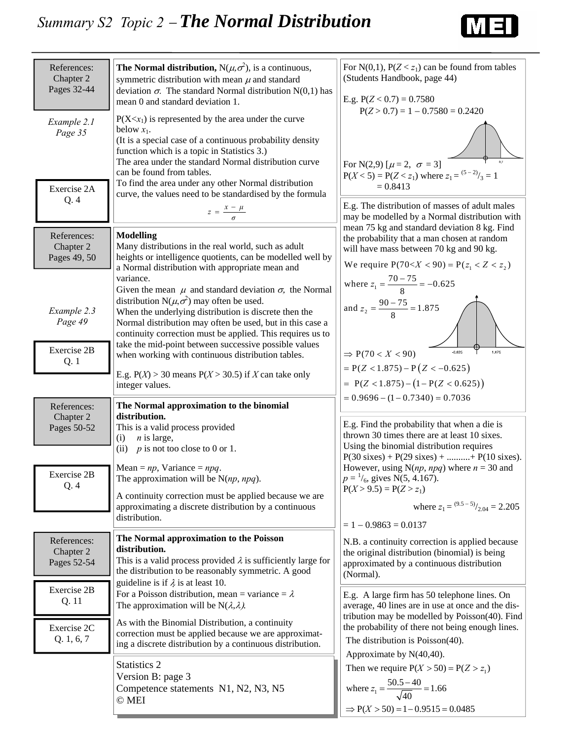# Summary S2 Topic 2 – The Normal Distribution

References: Chapter 2 Pages 32-44

*Example 2.1 Page 35*

Exercise 2A Q. 4

**The Normal distribution,** $N(\mu,\sigma^2)$, is a continuous, symmetric distribution with mean $\mu$ and standard deviation $\sigma$. The standard Normal distribution N(0,1) has mean 0 and standard deviation 1.

$P(X<x_1)$ is represented by the area under the curve below $x_1$.
(It is a special case of a continuous probability density function which is a topic in Statistics 3.)
The area under the standard Normal distribution curve can be found from tables.
To find the area under any other Normal distribution curve, the values need to be standardised by the formula

$$z = \frac{x - \mu}{\sigma}$$

For N(0,1), $P(Z < z_1)$ can be found from tables (Students Handbook, page 44)

E.g. $P(Z < 0.7) = 0.7580$
$P(Z > 0.7) = 1 - 0.7580 = 0.2420$

0.7

For N(2,9) [$\mu = 2$, $\sigma = 3$]
$P(X < 5) = P(Z < z_1)$ where $z_1 = {}^{(5-2)}/_3 = 1$
$= 0.8413$

References: Chapter 2 Pages 49, 50

*Example 2.3 Page 49*

Exercise 2B Q. 1

**Modelling**
Many distributions in the real world, such as adult heights or intelligence quotients, can be modelled well by a Normal distribution with appropriate mean and variance.
Given the mean $\mu$ and standard deviation $\sigma$, the Normal distribution $N(\mu,\sigma^2)$ may often be used.
When the underlying distribution is discrete then the Normal distribution may often be used, but in this case a continuity correction must be applied. This requires us to take the mid-point between successive possible values when working with continuous distribution tables.

E.g. $P(X) > 30$ means $P(X > 30.5)$ if $X$ can take only integer values.

E.g. The distribution of masses of adult males may be modelled by a Normal distribution with mean 75 kg and standard deviation 8 kg. Find the probability that a man chosen at random will have mass between 70 kg and 90 kg.

We require $P(70 < X < 90) = P(z_1 < Z < z_2)$

where $z_1 = \frac{70-75}{8} = -0.625$

and $z_2 = \frac{90-75}{8} = 1.875$

-0.625 1.875

$\Rightarrow P(70 < X < 90)$
$= P(Z < 1.875) - P(Z < -0.625)$
$= P(Z < 1.875) - (1 - P(Z < 0.625))$
$= 0.9696 - (1 - 0.7340) = 0.7036$

References: Chapter 2 Pages 50-52

Exercise 2B Q. 4

**The Normal approximation to the binomial distribution.**
This is a valid process provided
(i) $n$ is large,
(ii) $p$ is not too close to 0 or 1.

Mean = $np$, Variance = $npq$.
The approximation will be $N(np, npq)$.

A continuity correction must be applied because we are approximating a discrete distribution by a continuous distribution.

E.g. Find the probability that when a die is thrown 30 times there are at least 10 sixes.
Using the binomial distribution requires P(30 sixes) + P(29 sixes) + ..........+ P(10 sixes).
However, using $N(np, npq)$ where $n = 30$ and $p = {}^1/_6$, gives N(5, 4.167).
$P(X > 9.5) = P(Z > z_1)$

where $z_1 = {}^{(9.5-5)}/_{2.04} = 2.205$

$= 1 - 0.9863 = 0.0137$

N.B. a continuity correction is applied because the original distribution (binomial) is being approximated by a continuous distribution (Normal).

References: Chapter 2 Pages 52-54

Exercise 2B Q. 11

Exercise 2C Q. 1, 6, 7

**The Normal approximation to the Poisson distribution.**
This is a valid process provided $\lambda$ is sufficiently large for the distribution to be reasonably symmetric. A good guideline is if $\lambda$ is at least 10.
For a Poisson distribution, mean = variance = $\lambda$
The approximation will be $N(\lambda,\lambda)$.

As with the Binomial Distribution, a continuity correction must be applied because we are approximating a discrete distribution by a continuous distribution.

E.g. A large firm has 50 telephone lines. On average, 40 lines are in use at once and the distribution may be modelled by Poisson(40). Find the probability of there not being enough lines.
The distribution is Poisson(40).
Approximate by N(40,40).
Then we require $P(X > 50) = P(Z > z_1)$

where $z_1 = \frac{50.5 - 40}{\sqrt{40}} = 1.66$

$\Rightarrow P(X > 50) = 1 - 0.9515 = 0.0485$

Statistics 2
Version B: page 3
Competence statements N1, N2, N3, N5
© MEI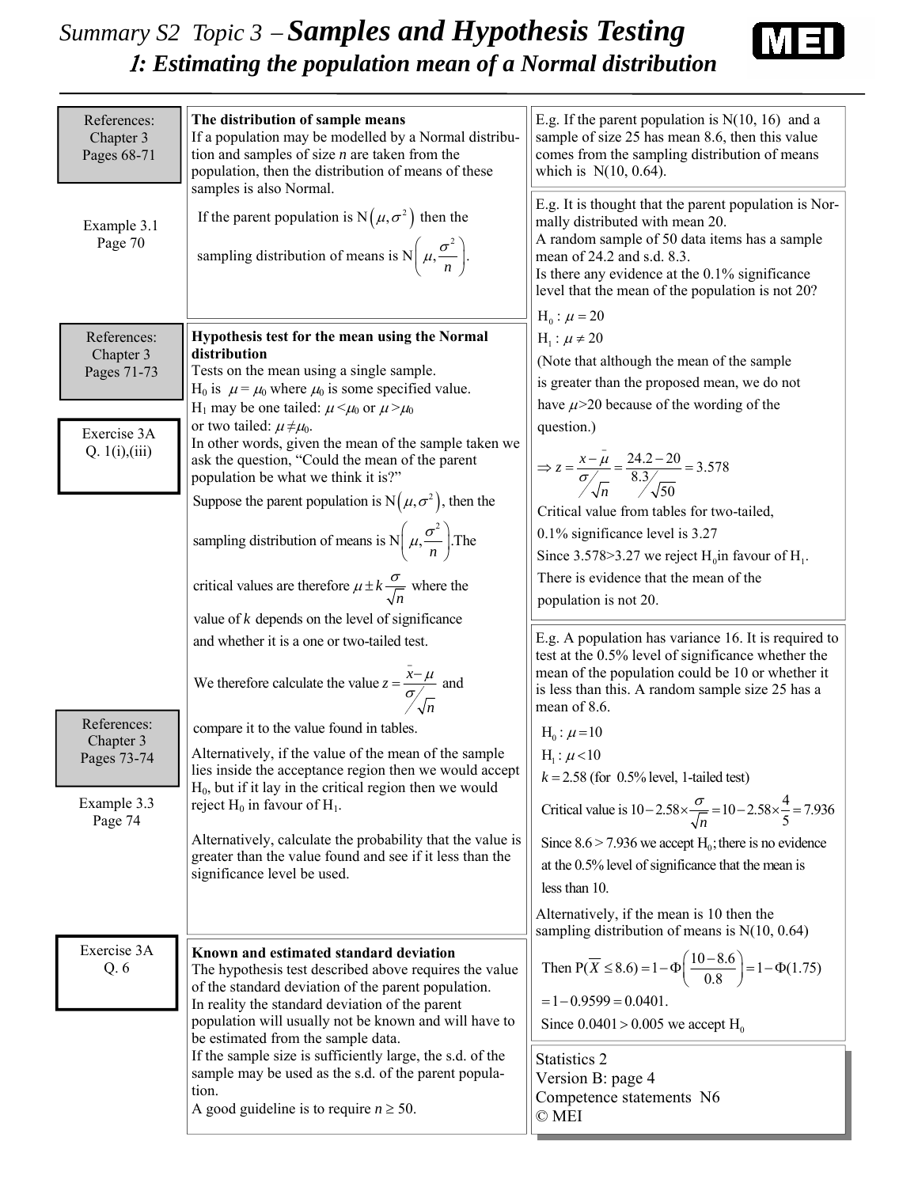# Summary S2 Topic 3 – Samples and Hypothesis Testing

## 1: Estimating the population mean of a Normal distribution

References: Chapter 3 Pages 68-71

Example 3.1 Page 70

**The distribution of sample means**

If a population may be modelled by a Normal distribution and samples of size $n$ are taken from the population, then the distribution of means of these samples is also Normal.

If the parent population is $\mathrm{N}(\mu, \sigma^2)$ then the sampling distribution of means is $\mathrm{N}\left(\mu, \dfrac{\sigma^2}{n}\right)$.

E.g. If the parent population is N(10, 16) and a sample of size 25 has mean 8.6, then this value comes from the sampling distribution of means which is N(10, 0.64).

References: Chapter 3 Pages 71-73

Exercise 3A Q. 1(i),(iii)

**Hypothesis test for the mean using the Normal distribution**

Tests on the mean using a single sample.

$\mathrm{H}_0$ is $\mu = \mu_0$ where $\mu_0$ is some specified value.

$\mathrm{H}_1$ may be one tailed: $\mu < \mu_0$ or $\mu > \mu_0$ or two tailed: $\mu \neq \mu_0$.

In other words, given the mean of the sample taken we ask the question, "Could the mean of the parent population be what we think it is?"

Suppose the parent population is $\mathrm{N}(\mu, \sigma^2)$, then the sampling distribution of means is $\mathrm{N}\left(\mu, \dfrac{\sigma^2}{n}\right)$. The critical values are therefore $\mu \pm k\dfrac{\sigma}{\sqrt{n}}$ where the value of $k$ depends on the level of significance and whether it is a one or two-tailed test.

We therefore calculate the value $z = \dfrac{\bar{x} - \mu}{\sigma / \sqrt{n}}$ and compare it to the value found in tables.

E.g. It is thought that the parent population is Normally distributed with mean 20.
A random sample of 50 data items has a sample mean of 24.2 and s.d. 8.3.
Is there any evidence at the 0.1% significance level that the mean of the population is not 20?

$\mathrm{H}_0 : \mu = 20$

$\mathrm{H}_1 : \mu \neq 20$

(Note that although the mean of the sample is greater than the proposed mean, we do not have $\mu > 20$ because of the wording of the question.)

$$\Rightarrow z = \frac{\bar{x} - \mu}{\sigma / \sqrt{n}} = \frac{24.2 - 20}{8.3 / \sqrt{50}} = 3.578$$

Critical value from tables for two-tailed, 0.1% significance level is 3.27

Since 3.578>3.27 we reject $\mathrm{H}_0$ in favour of $\mathrm{H}_1$.

There is evidence that the mean of the population is not 20.

References: Chapter 3 Pages 73-74

Example 3.3 Page 74

Alternatively, if the value of the mean of the sample lies inside the acceptance region then we would accept $\mathrm{H}_0$, but if it lay in the critical region then we would reject $\mathrm{H}_0$ in favour of $\mathrm{H}_1$.

Alternatively, calculate the probability that the value is greater than the value found and see if it less than the significance level be used.

E.g. A population has variance 16. It is required to test at the 0.5% level of significance whether the mean of the population could be 10 or whether it is less than this. A random sample size 25 has a mean of 8.6.

$\mathrm{H}_0 : \mu = 10$

$\mathrm{H}_1 : \mu < 10$

$k = 2.58$ (for 0.5% level, 1-tailed test)

Critical value is $10 - 2.58 \times \dfrac{\sigma}{\sqrt{n}} = 10 - 2.58 \times \dfrac{4}{5} = 7.936$

Since $8.6 > 7.936$ we accept $\mathrm{H}_0$; there is no evidence at the 0.5% level of significance that the mean is less than 10.

Alternatively, if the mean is 10 then the sampling distribution of means is N(10, 0.64)

Then $\mathrm{P}(\overline{X} \leq 8.6) = 1 - \Phi\left(\dfrac{10 - 8.6}{0.8}\right) = 1 - \Phi(1.75)$

$= 1 - 0.9599 = 0.0401.$

Since $0.0401 > 0.005$ we accept $\mathrm{H}_0$

Exercise 3A Q. 6

**Known and estimated standard deviation**

The hypothesis test described above requires the value of the standard deviation of the parent population.

In reality the standard deviation of the parent population will usually not be known and will have to be estimated from the sample data.

If the sample size is sufficiently large, the s.d. of the sample may be used as the s.d. of the parent population.

A good guideline is to require $n \geq 50$.

Statistics 2
Version B: page 4
Competence statements N6
© MEI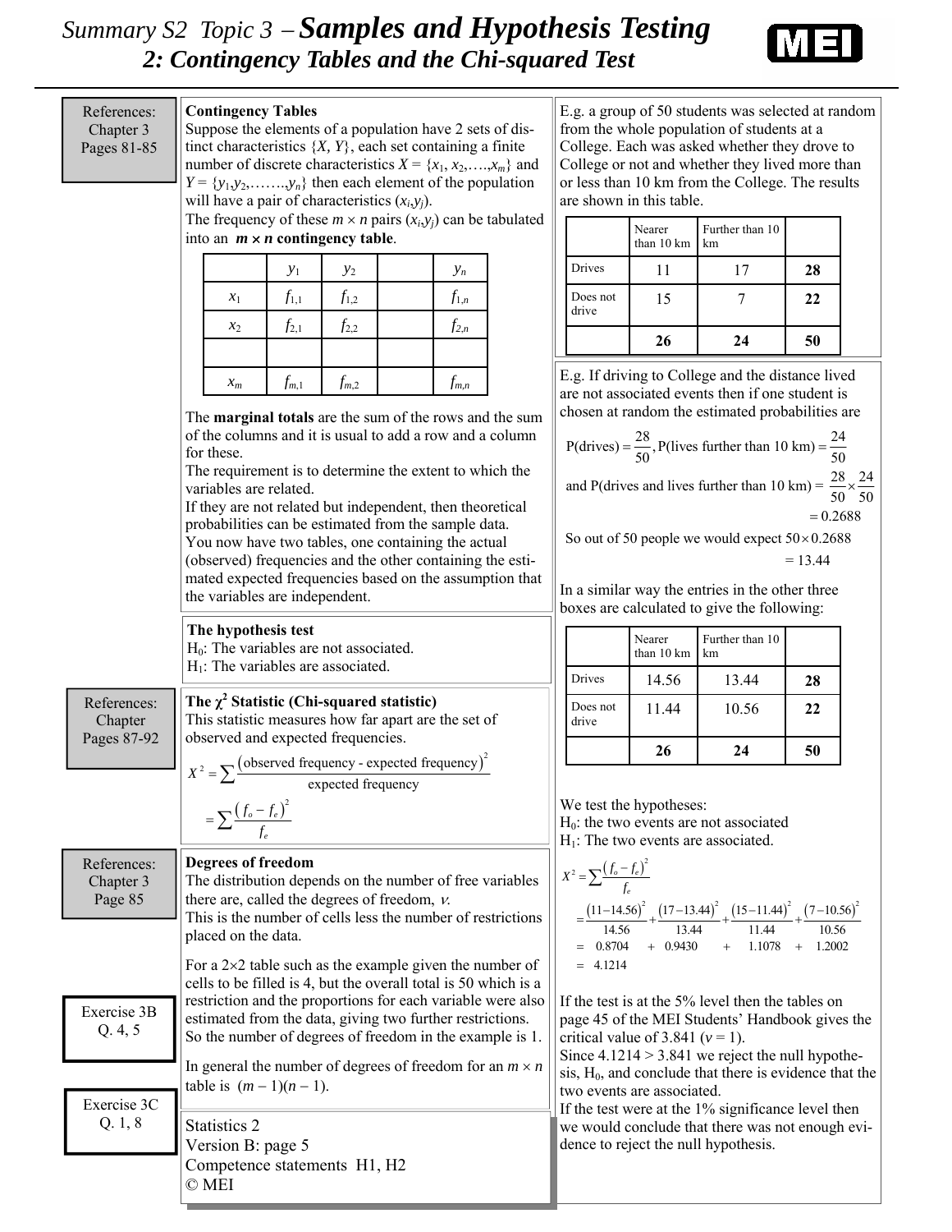# Summary S2 Topic 3 – Samples and Hypothesis Testing
## 2: Contingency Tables and the Chi-squared Test

References: Chapter 3 Pages 81-85

### Contingency Tables

Suppose the elements of a population have 2 sets of distinct characteristics $\{X, Y\}$, each set containing a finite number of discrete characteristics $X = \{x_1, x_2, \ldots, x_m\}$ and $Y = \{y_1, y_2, \ldots, y_n\}$ then each element of the population will have a pair of characteristics $(x_i, y_j)$.

The frequency of these $m \times n$ pairs $(x_i, y_j)$ can be tabulated into an **$m \times n$ contingency table**.

| | $y_1$ | $y_2$ | | $y_n$ |
|---|---|---|---|---|
| $x_1$ | $f_{1,1}$ | $f_{1,2}$ | | $f_{1,n}$ |
| $x_2$ | $f_{2,1}$ | $f_{2,2}$ | | $f_{2,n}$ |
| | | | | |
| $x_m$ | $f_{m,1}$ | $f_{m,2}$ | | $f_{m,n}$ |

The **marginal totals** are the sum of the rows and the sum of the columns and it is usual to add a row and a column for these.

The requirement is to determine the extent to which the variables are related.

If they are not related but independent, then theoretical probabilities can be estimated from the sample data.

You now have two tables, one containing the actual (observed) frequencies and the other containing the estimated expected frequencies based on the assumption that the variables are independent.

### The hypothesis test

$H_0$: The variables are not associated.
$H_1$: The variables are associated.

References: Chapter Pages 87-92

### The $\chi^2$ Statistic (Chi-squared statistic)

This statistic measures how far apart are the set of observed and expected frequencies.

$$X^2 = \sum \frac{(\text{observed frequency - expected frequency})^2}{\text{expected frequency}}$$

$$= \sum \frac{(f_o - f_e)^2}{f_e}$$

References: Chapter 3 Page 85

### Degrees of freedom

The distribution depends on the number of free variables there are, called the degrees of freedom, $\nu$.

This is the number of cells less the number of restrictions placed on the data.

For a $2\times2$ table such as the example given the number of cells to be filled is 4, but the overall total is 50 which is a restriction and the proportions for each variable were also estimated from the data, giving two further restrictions. So the number of degrees of freedom in the example is 1.

In general the number of degrees of freedom for an $m \times n$ table is $(m-1)(n-1)$.

Exercise 3B Q. 4, 5

Exercise 3C Q. 1, 8

Statistics 2
Version B: page 5
Competence statements H1, H2
© MEI

---

E.g. a group of 50 students was selected at random from the whole population of students at a College. Each was asked whether they drove to College or not and whether they lived more than or less than 10 km from the College. The results are shown in this table.

| | Nearer than 10 km | Further than 10 km | |
|---|---|---|---|
| Drives | 11 | 17 | **28** |
| Does not drive | 15 | 7 | **22** |
| | **26** | **24** | **50** |

E.g. If driving to College and the distance lived are not associated events then if one student is chosen at random the estimated probabilities are

$$\text{P(drives)} = \frac{28}{50}, \text{P(lives further than 10 km)} = \frac{24}{50}$$

$$\text{and P(drives and lives further than 10 km)} = \frac{28}{50} \times \frac{24}{50} = 0.2688$$

So out of 50 people we would expect $50 \times 0.2688 = 13.44$

In a similar way the entries in the other three boxes are calculated to give the following:

| | Nearer than 10 km | Further than 10 km | |
|---|---|---|---|
| Drives | 14.56 | 13.44 | **28** |
| Does not drive | 11.44 | 10.56 | **22** |
| | **26** | **24** | **50** |

We test the hypotheses:
$H_0$: the two events are not associated
$H_1$: The two events are associated.

$$X^2 = \sum \frac{(f_o - f_e)^2}{f_e}$$

$$= \frac{(11-14.56)^2}{14.56} + \frac{(17-13.44)^2}{13.44} + \frac{(15-11.44)^2}{11.44} + \frac{(7-10.56)^2}{10.56}$$

$$= 0.8704 + 0.9430 + 1.1078 + 1.2002$$

$$= 4.1214$$

If the test is at the 5% level then the tables on page 45 of the MEI Students' Handbook gives the critical value of 3.841 ($\nu = 1$).

Since 4.1214 > 3.841 we reject the null hypothesis, $H_0$, and conclude that there is evidence that the two events are associated.

If the test were at the 1% significance level then we would conclude that there was not enough evidence to reject the null hypothesis.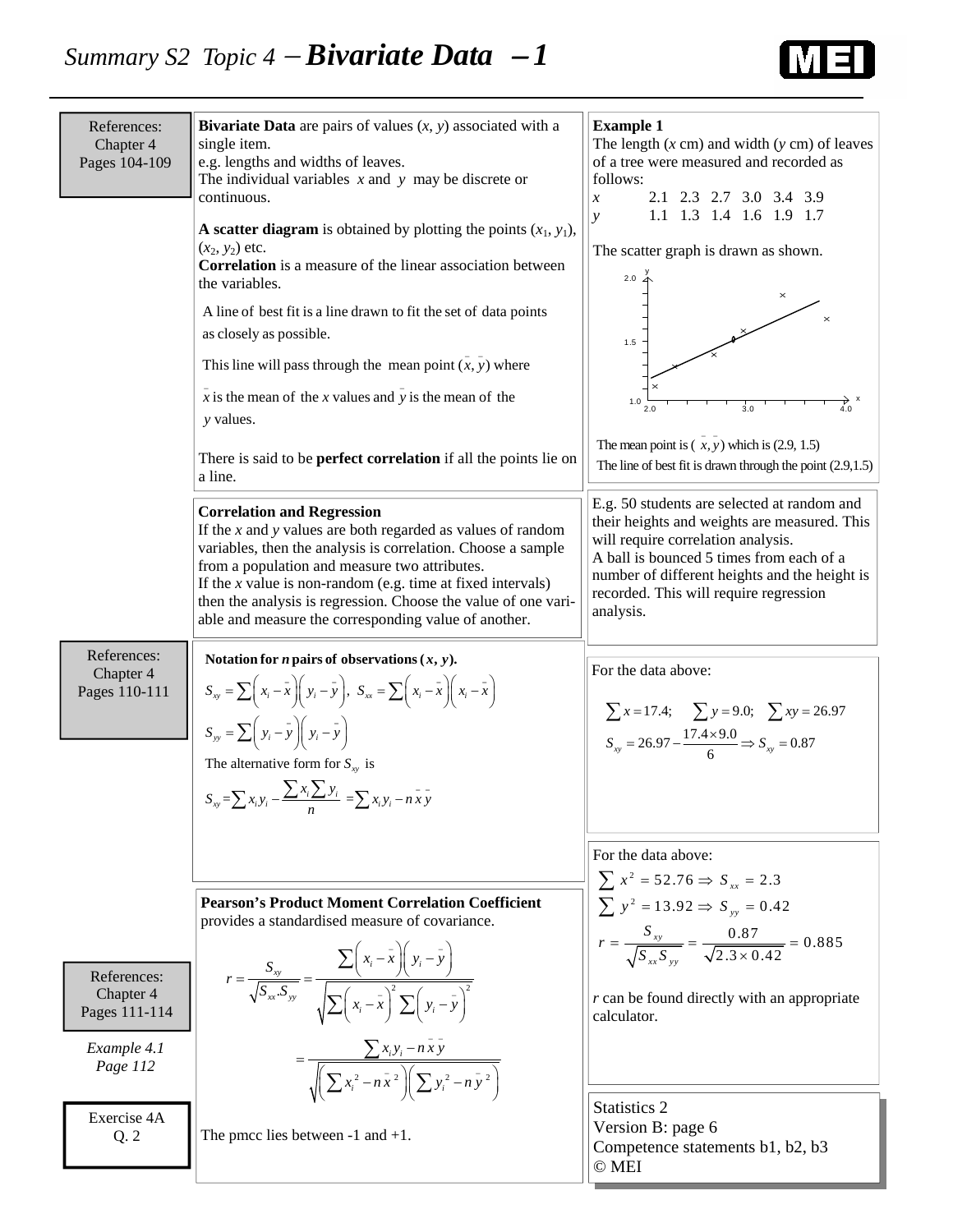# Summary S2 Topic 4 – Bivariate Data – 1

References:
Chapter 4
Pages 104-109

**Bivariate Data** are pairs of values ($x$, $y$) associated with a single item.
e.g. lengths and widths of leaves.
The individual variables $x$ and $y$ may be discrete or continuous.

**A scatter diagram** is obtained by plotting the points ($x_1$, $y_1$), ($x_2$, $y_2$) etc.
**Correlation** is a measure of the linear association between the variables.

A line of best fit is a line drawn to fit the set of data points as closely as possible.

This line will pass through the mean point $(\bar{x}, \bar{y})$ where

$\bar{x}$ is the mean of the $x$ values and $\bar{y}$ is the mean of the $y$ values.

There is said to be **perfect correlation** if all the points lie on a line.

**Example 1**
The length ($x$ cm) and width ($y$ cm) of leaves of a tree were measured and recorded as follows:

| | | | | | | |
|---|---|---|---|---|---|---|
| $x$ | 2.1 | 2.3 | 2.7 | 3.0 | 3.4 | 3.9 |
| $y$ | 1.1 | 1.3 | 1.4 | 1.6 | 1.9 | 1.7 |

The scatter graph is drawn as shown.

y
2.0
1.5
1.0
2.0
3.0
4.0
x

The mean point is $(\bar{x}, \bar{y})$ which is (2.9, 1.5)
The line of best fit is drawn through the point (2.9,1.5)

**Correlation and Regression**
If the $x$ and $y$ values are both regarded as values of random variables, then the analysis is correlation. Choose a sample from a population and measure two attributes.
If the $x$ value is non-random (e.g. time at fixed intervals) then the analysis is regression. Choose the value of one variable and measure the corresponding value of another.

E.g. 50 students are selected at random and their heights and weights are measured. This will require correlation analysis.
A ball is bounced 5 times from each of a number of different heights and the height is recorded. This will require regression analysis.

References:
Chapter 4
Pages 110-111

**Notation for $n$ pairs of observations $(x, y)$.**

$$S_{xy} = \sum\left(x_i - \bar{x}\right)\left(y_i - \bar{y}\right), \quad S_{xx} = \sum\left(x_i - \bar{x}\right)\left(x_i - \bar{x}\right)$$

$$S_{yy} = \sum\left(y_i - \bar{y}\right)\left(y_i - \bar{y}\right)$$

The alternative form for $S_{xy}$ is

$$S_{xy} = \sum x_i y_i - \frac{\sum x_i \sum y_i}{n} = \sum x_i y_i - n\bar{x}\bar{y}$$

For the data above:

$$\sum x = 17.4; \quad \sum y = 9.0; \quad \sum xy = 26.97$$

$$S_{xy} = 26.97 - \frac{17.4 \times 9.0}{6} \Rightarrow S_{xy} = 0.87$$

References:
Chapter 4
Pages 111-114

*Example 4.1*
*Page 112*

Exercise 4A
Q. 2

**Pearson's Product Moment Correlation Coefficient** provides a standardised measure of covariance.

$$r = \frac{S_{xy}}{\sqrt{S_{xx}.S_{yy}}} = \frac{\sum\left(x_i - \bar{x}\right)\left(y_i - \bar{y}\right)}{\sqrt{\sum\left(x_i - \bar{x}\right)^2 \sum\left(y_i - \bar{y}\right)^2}}$$

$$= \frac{\sum x_i y_i - n\bar{x}\bar{y}}{\sqrt{\left(\sum x_i^2 - n\bar{x}^2\right)\left(\sum y_i^2 - n\bar{y}^2\right)}}$$

The pmcc lies between -1 and +1.

For the data above:

$$\sum x^2 = 52.76 \Rightarrow S_{xx} = 2.3$$

$$\sum y^2 = 13.92 \Rightarrow S_{yy} = 0.42$$

$$r = \frac{S_{xy}}{\sqrt{S_{xx}S_{yy}}} = \frac{0.87}{\sqrt{2.3 \times 0.42}} = 0.885$$

$r$ can be found directly with an appropriate calculator.

Statistics 2
Version B: page 6
Competence statements b1, b2, b3
© MEI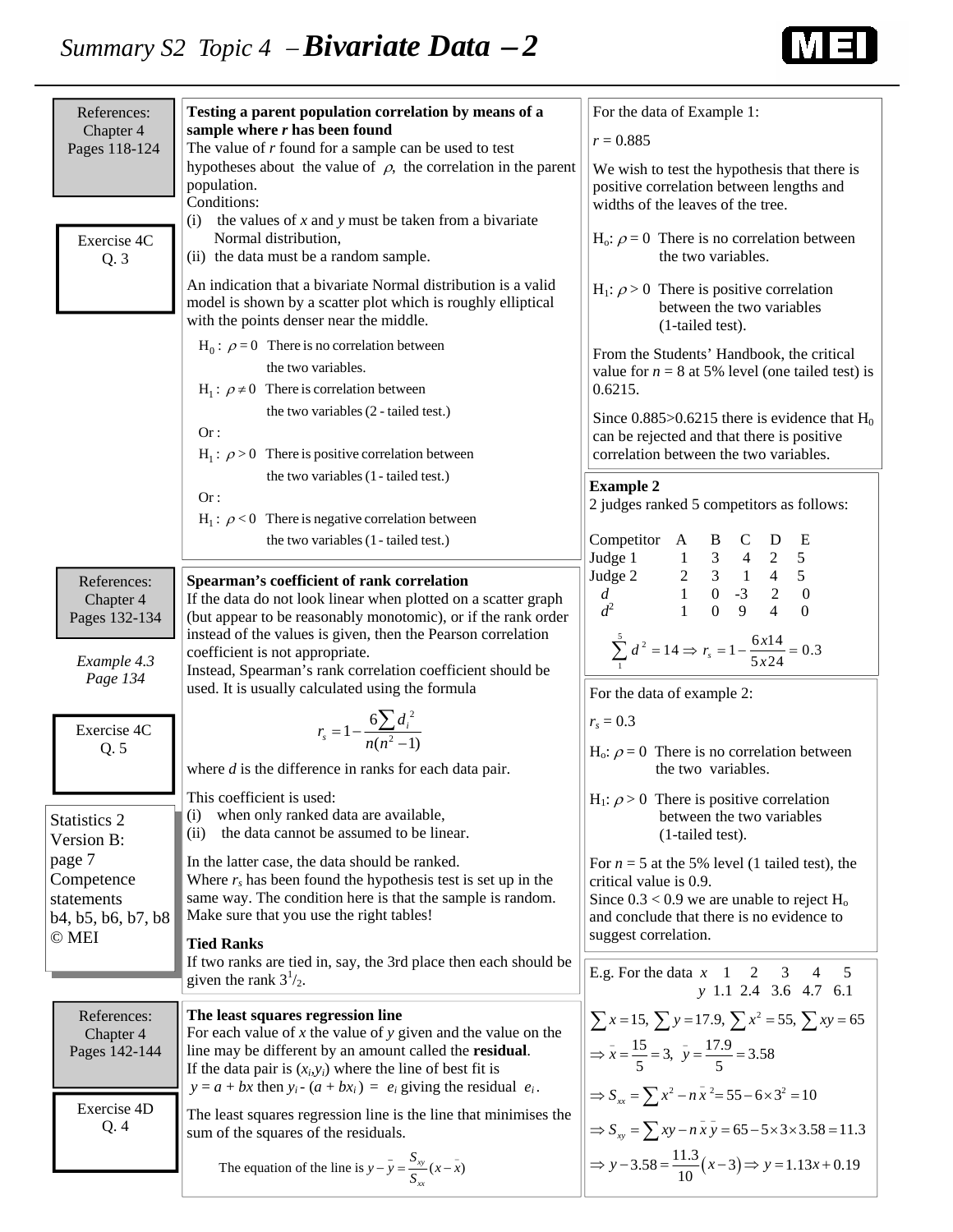# Summary S2 Topic 4 – Bivariate Data – 2

References: Chapter 4 Pages 118-124

Exercise 4C Q. 3

**Testing a parent population correlation by means of a sample where $r$ has been found**

The value of $r$ found for a sample can be used to test hypotheses about the value of $\rho$, the correlation in the parent population.

Conditions:

(i) the values of $x$ and $y$ must be taken from a bivariate Normal distribution,

(ii) the data must be a random sample.

An indication that a bivariate Normal distribution is a valid model is shown by a scatter plot which is roughly elliptical with the points denser near the middle.

$H_0: \rho = 0$ There is no correlation between the two variables.

$H_1: \rho \neq 0$ There is correlation between the two variables (2 - tailed test.)

Or:

$H_1: \rho > 0$ There is positive correlation between the two variables (1 - tailed test.)

Or:

$H_1: \rho < 0$ There is negative correlation between the two variables (1 - tailed test.)

For the data of Example 1:

$r = 0.885$

We wish to test the hypothesis that there is positive correlation between lengths and widths of the leaves of the tree.

$H_0: \rho = 0$ There is no correlation between the two variables.

$H_1: \rho > 0$ There is positive correlation between the two variables (1-tailed test).

From the Students' Handbook, the critical value for $n = 8$ at 5% level (one tailed test) is 0.6215.

Since 0.885>0.6215 there is evidence that $H_0$ can be rejected and that there is positive correlation between the two variables.

References: Chapter 4 Pages 132-134

*Example 4.3 Page 134*

Exercise 4C Q. 5

Statistics 2 Version B: page 7 Competence statements b4, b5, b6, b7, b8 © MEI

**Spearman's coefficient of rank correlation**

If the data do not look linear when plotted on a scatter graph (but appear to be reasonably monotomic), or if the rank order instead of the values is given, then the Pearson correlation coefficient is not appropriate.

Instead, Spearman's rank correlation coefficient should be used. It is usually calculated using the formula

$$r_s = 1 - \frac{6\sum d_i^2}{n(n^2-1)}$$

where $d$ is the difference in ranks for each data pair.

This coefficient is used:

(i) when only ranked data are available,

(ii) the data cannot be assumed to be linear.

In the latter case, the data should be ranked.

Where $r_s$ has been found the hypothesis test is set up in the same way. The condition here is that the sample is random.

Make sure that you use the right tables!

**Tied Ranks**

If two ranks are tied in, say, the 3rd place then each should be given the rank $3\frac{1}{2}$.

**Example 2**

2 judges ranked 5 competitors as follows:

| Competitor | A | B | C | D | E |
|---|---|---|---|---|---|
| Judge 1 | 1 | 3 | 4 | 2 | 5 |
| Judge 2 | 2 | 3 | 1 | 4 | 5 |
| $d$ | 1 | 0 | -3 | 2 | 0 |
| $d^2$ | 1 | 0 | 9 | 4 | 0 |

$$\sum_1^5 d^2 = 14 \Rightarrow r_s = 1 - \frac{6x14}{5x24} = 0.3$$

For the data of example 2:

$r_s = 0.3$

$H_0: \rho = 0$ There is no correlation between the two variables.

$H_1: \rho > 0$ There is positive correlation between the two variables (1-tailed test).

For $n = 5$ at the 5% level (1 tailed test), the critical value is 0.9.

Since 0.3 < 0.9 we are unable to reject $H_0$ and conclude that there is no evidence to suggest correlation.

References: Chapter 4 Pages 142-144

Exercise 4D Q. 4

**The least squares regression line**

For each value of $x$ the value of $y$ given and the value on the line may be different by an amount called the **residual**.

If the data pair is $(x_i, y_i)$ where the line of best fit is $y = a + bx$ then $y_i - (a + bx_i) = e_i$ giving the residual $e_i$.

The least squares regression line is the line that minimises the sum of the squares of the residuals.

The equation of the line is $y - \bar{y} = \frac{S_{xy}}{S_{xx}}(x - \bar{x})$

E.g. For the data

| $x$ | 1 | 2 | 3 | 4 | 5 |
|---|---|---|---|---|---|
| $y$ | 1.1 | 2.4 | 3.6 | 4.7 | 6.1 |

$$\sum x = 15,\ \sum y = 17.9,\ \sum x^2 = 55,\ \sum xy = 65$$

$$\Rightarrow \bar{x} = \frac{15}{5} = 3,\ \bar{y} = \frac{17.9}{5} = 3.58$$

$$\Rightarrow S_{xx} = \sum x^2 - n\bar{x}^2 = 55 - 6\times 3^2 = 10$$

$$\Rightarrow S_{xy} = \sum xy - n\bar{x}\bar{y} = 65 - 5\times 3\times 3.58 = 11.3$$

$$\Rightarrow y - 3.58 = \frac{11.3}{10}(x-3) \Rightarrow y = 1.13x + 0.19$$